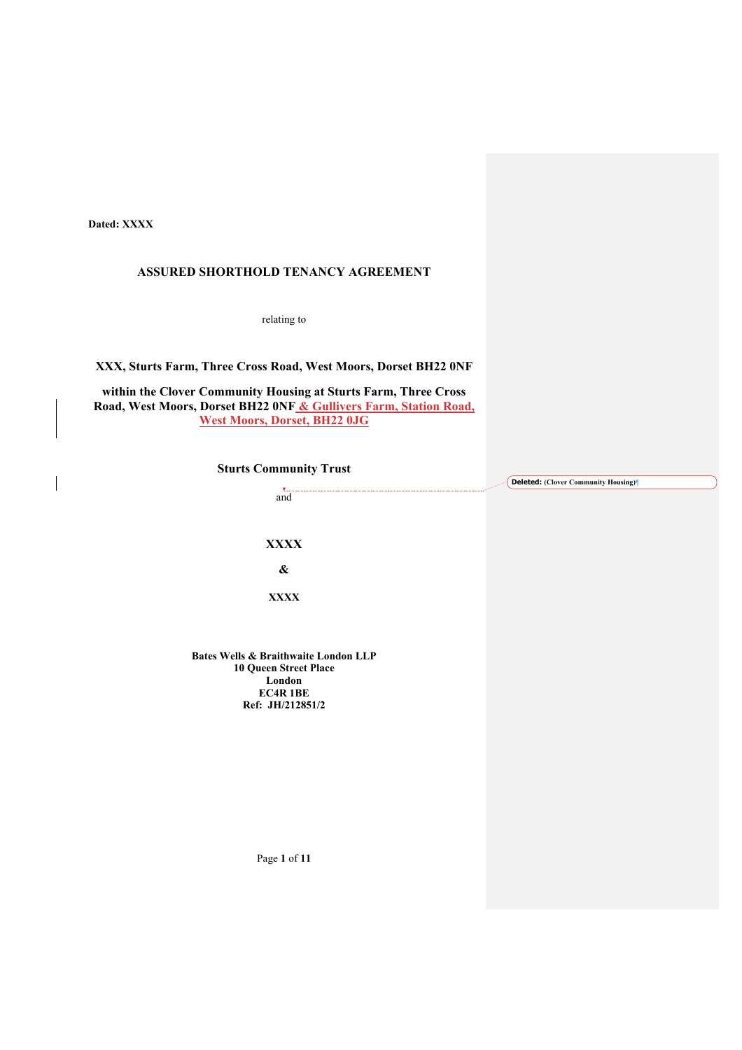**Dated: XXXX**

**ASSURED SHORTHOLD TENANCY AGREEMENT**

relating to

**XXX, Sturts Farm, Three Cross Road, West Moors, Dorset BH22 0NF**

**within the Clover Community Housing at Sturts Farm, Three Cross Road, West Moors, Dorset BH22 0NF & Gullivers Farm, Station Road, West Moors, Dorset, BH22 0JG**

**Sturts Community Trust**

and

**XXXX**

**&**

**XXXX**

**Bates Wells & Braithwaite London LLP**
**10 Queen Street Place**
**London**
**EC4R 1BE**
**Ref: JH/212851/2**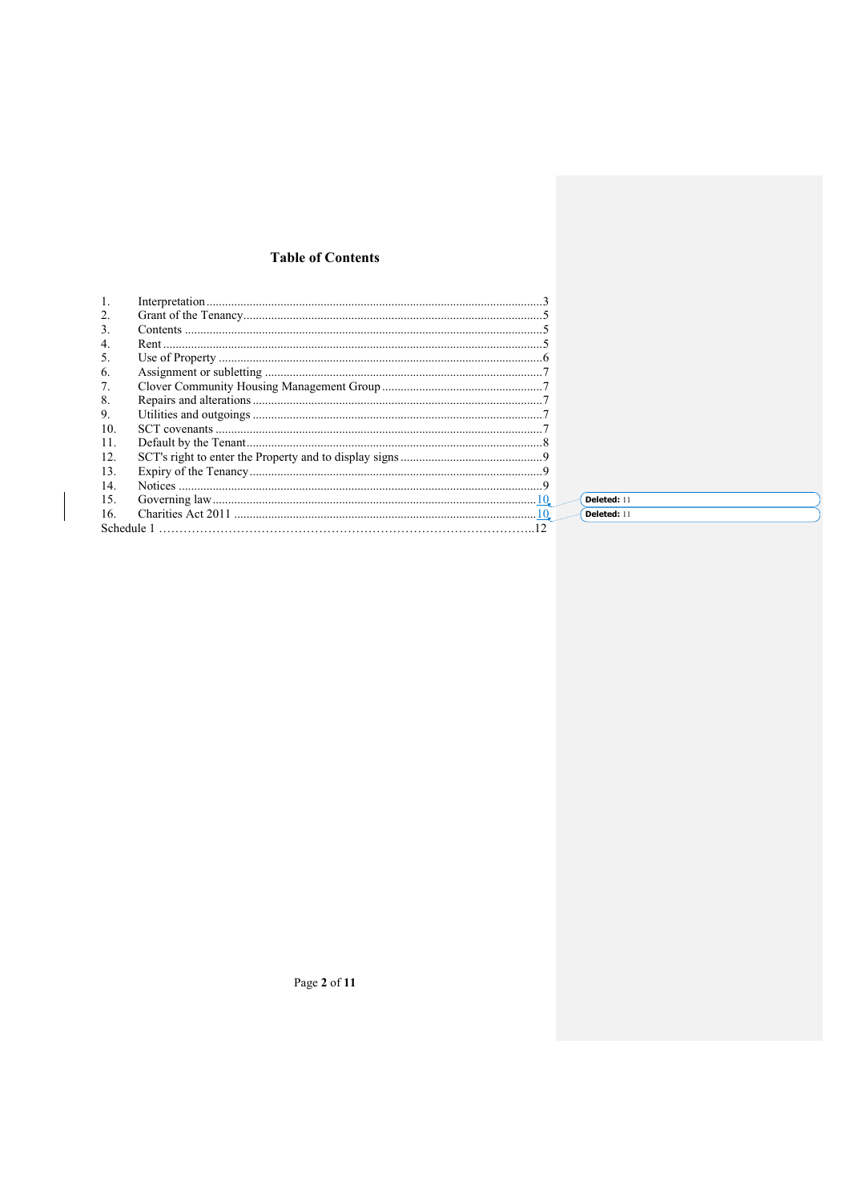# Table of Contents

1. Interpretation ..........3
2. Grant of the Tenancy..........5
3. Contents ..........5
4. Rent ..........5
5. Use of Property ..........6
6. Assignment or subletting ..........7
7. Clover Community Housing Management Group ..........7
8. Repairs and alterations ..........7
9. Utilities and outgoings ..........7
10. SCT covenants ..........7
11. Default by the Tenant..........8
12. SCT's right to enter the Property and to display signs ..........9
13. Expiry of the Tenancy..........9
14. Notices ..........9
15. Governing law..........10
16. Charities Act 2011 ..........10

Schedule 1 ..........12

Deleted: 11

Deleted: 11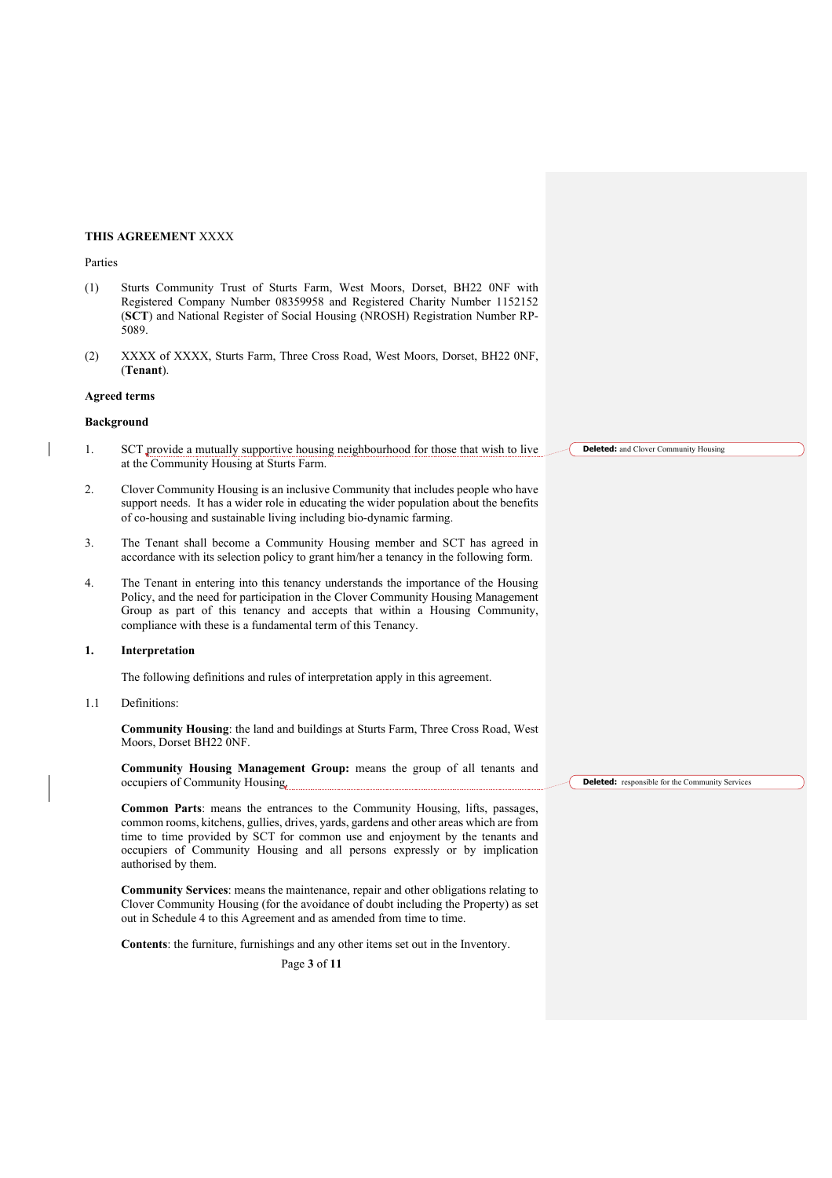**THIS AGREEMENT** XXXX

Parties

(1) Sturts Community Trust of Sturts Farm, West Moors, Dorset, BH22 0NF with Registered Company Number 08359958 and Registered Charity Number 1152152 (**SCT**) and National Register of Social Housing (NROSH) Registration Number RP-5089.

(2) XXXX of XXXX, Sturts Farm, Three Cross Road, West Moors, Dorset, BH22 0NF, (**Tenant**).

**Agreed terms**

**Background**

1. SCT provide a mutually supportive housing neighbourhood for those that wish to live at the Community Housing at Sturts Farm.

2. Clover Community Housing is an inclusive Community that includes people who have support needs. It has a wider role in educating the wider population about the benefits of co-housing and sustainable living including bio-dynamic farming.

3. The Tenant shall become a Community Housing member and SCT has agreed in accordance with its selection policy to grant him/her a tenancy in the following form.

4. The Tenant in entering into this tenancy understands the importance of the Housing Policy, and the need for participation in the Clover Community Housing Management Group as part of this tenancy and accepts that within a Housing Community, compliance with these is a fundamental term of this Tenancy.

**1. Interpretation**

The following definitions and rules of interpretation apply in this agreement.

1.1 Definitions:

**Community Housing**: the land and buildings at Sturts Farm, Three Cross Road, West Moors, Dorset BH22 0NF.

**Community Housing Management Group:** means the group of all tenants and occupiers of Community Housing.

**Common Parts**: means the entrances to the Community Housing, lifts, passages, common rooms, kitchens, gullies, drives, yards, gardens and other areas which are from time to time provided by SCT for common use and enjoyment by the tenants and occupiers of Community Housing and all persons expressly or by implication authorised by them.

**Community Services**: means the maintenance, repair and other obligations relating to Clover Community Housing (for the avoidance of doubt including the Property) as set out in Schedule 4 to this Agreement and as amended from time to time.

**Contents**: the furniture, furnishings and any other items set out in the Inventory.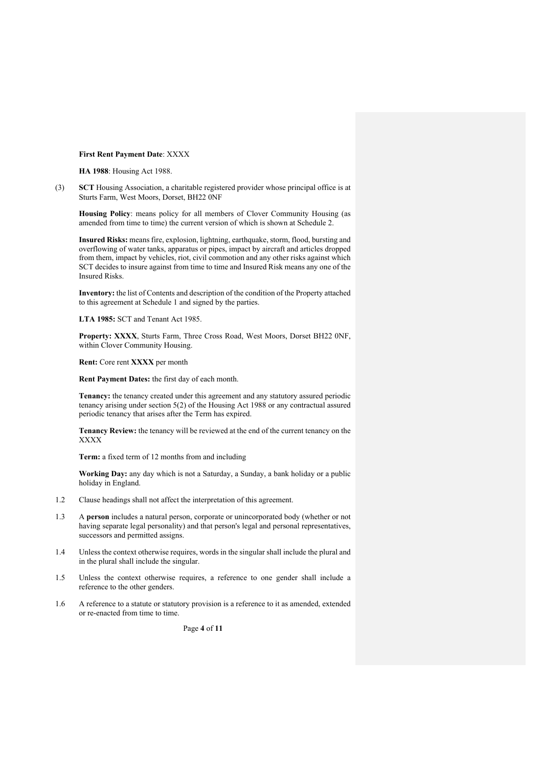**First Rent Payment Date**: XXXX

**HA 1988**: Housing Act 1988.

(3) **SCT** Housing Association, a charitable registered provider whose principal office is at Sturts Farm, West Moors, Dorset, BH22 0NF

**Housing Policy**: means policy for all members of Clover Community Housing (as amended from time to time) the current version of which is shown at Schedule 2.

**Insured Risks:** means fire, explosion, lightning, earthquake, storm, flood, bursting and overflowing of water tanks, apparatus or pipes, impact by aircraft and articles dropped from them, impact by vehicles, riot, civil commotion and any other risks against which SCT decides to insure against from time to time and Insured Risk means any one of the Insured Risks.

**Inventory:** the list of Contents and description of the condition of the Property attached to this agreement at Schedule 1 and signed by the parties.

**LTA 1985:** SCT and Tenant Act 1985.

**Property: XXXX**, Sturts Farm, Three Cross Road, West Moors, Dorset BH22 0NF, within Clover Community Housing.

**Rent:** Core rent **XXXX** per month

**Rent Payment Dates:** the first day of each month.

**Tenancy:** the tenancy created under this agreement and any statutory assured periodic tenancy arising under section 5(2) of the Housing Act 1988 or any contractual assured periodic tenancy that arises after the Term has expired.

**Tenancy Review:** the tenancy will be reviewed at the end of the current tenancy on the XXXX

**Term:** a fixed term of 12 months from and including

**Working Day:** any day which is not a Saturday, a Sunday, a bank holiday or a public holiday in England.

1.2 Clause headings shall not affect the interpretation of this agreement.

1.3 A **person** includes a natural person, corporate or unincorporated body (whether or not having separate legal personality) and that person's legal and personal representatives, successors and permitted assigns.

1.4 Unless the context otherwise requires, words in the singular shall include the plural and in the plural shall include the singular.

1.5 Unless the context otherwise requires, a reference to one gender shall include a reference to the other genders.

1.6 A reference to a statute or statutory provision is a reference to it as amended, extended or re-enacted from time to time.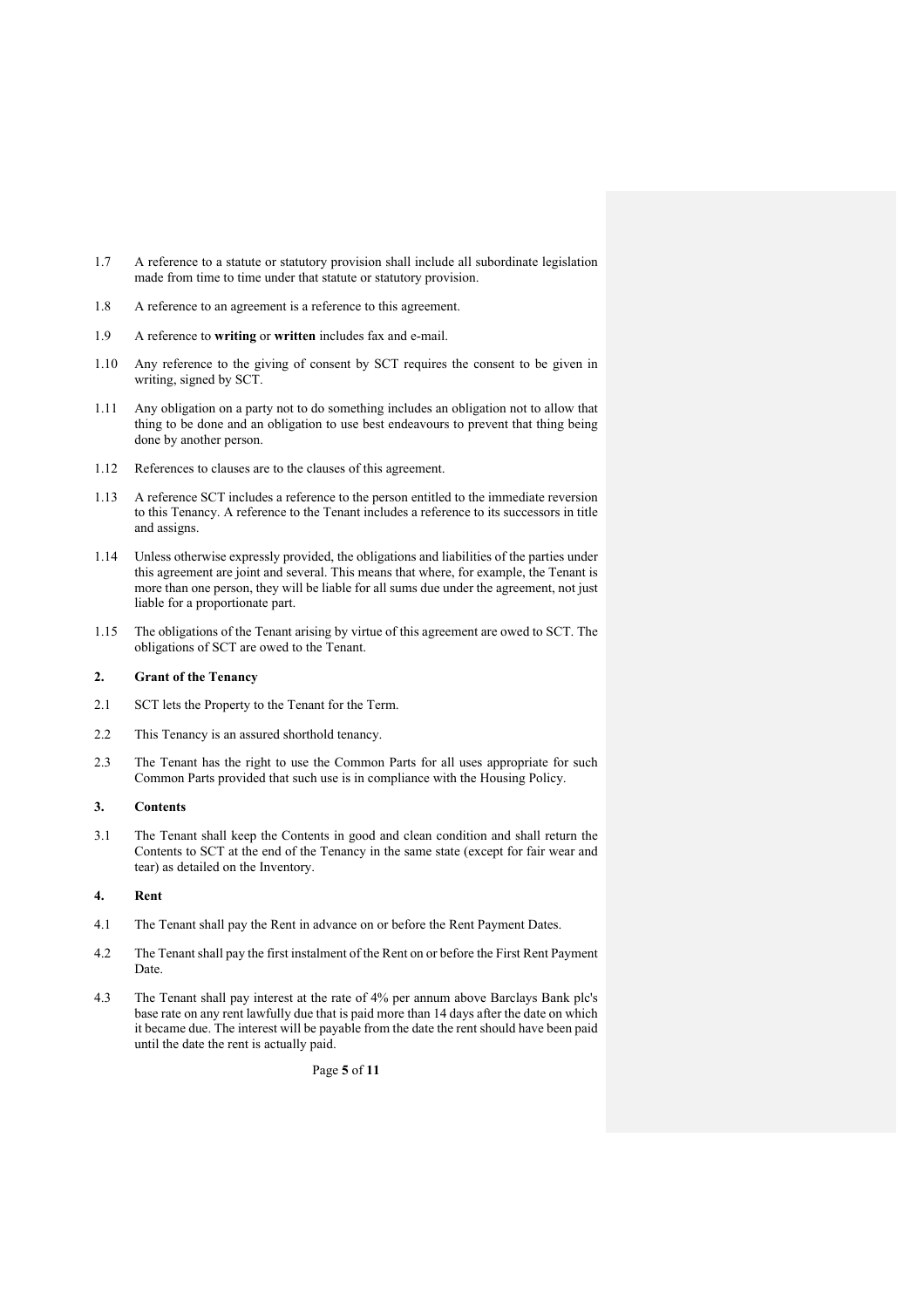1.7 A reference to a statute or statutory provision shall include all subordinate legislation made from time to time under that statute or statutory provision.

1.8 A reference to an agreement is a reference to this agreement.

1.9 A reference to **writing** or **written** includes fax and e-mail.

1.10 Any reference to the giving of consent by SCT requires the consent to be given in writing, signed by SCT.

1.11 Any obligation on a party not to do something includes an obligation not to allow that thing to be done and an obligation to use best endeavours to prevent that thing being done by another person.

1.12 References to clauses are to the clauses of this agreement.

1.13 A reference SCT includes a reference to the person entitled to the immediate reversion to this Tenancy. A reference to the Tenant includes a reference to its successors in title and assigns.

1.14 Unless otherwise expressly provided, the obligations and liabilities of the parties under this agreement are joint and several. This means that where, for example, the Tenant is more than one person, they will be liable for all sums due under the agreement, not just liable for a proportionate part.

1.15 The obligations of the Tenant arising by virtue of this agreement are owed to SCT. The obligations of SCT are owed to the Tenant.

## 2. Grant of the Tenancy

2.1 SCT lets the Property to the Tenant for the Term.

2.2 This Tenancy is an assured shorthold tenancy.

2.3 The Tenant has the right to use the Common Parts for all uses appropriate for such Common Parts provided that such use is in compliance with the Housing Policy.

## 3. Contents

3.1 The Tenant shall keep the Contents in good and clean condition and shall return the Contents to SCT at the end of the Tenancy in the same state (except for fair wear and tear) as detailed on the Inventory.

## 4. Rent

4.1 The Tenant shall pay the Rent in advance on or before the Rent Payment Dates.

4.2 The Tenant shall pay the first instalment of the Rent on or before the First Rent Payment Date.

4.3 The Tenant shall pay interest at the rate of 4% per annum above Barclays Bank plc's base rate on any rent lawfully due that is paid more than 14 days after the date on which it became due. The interest will be payable from the date the rent should have been paid until the date the rent is actually paid.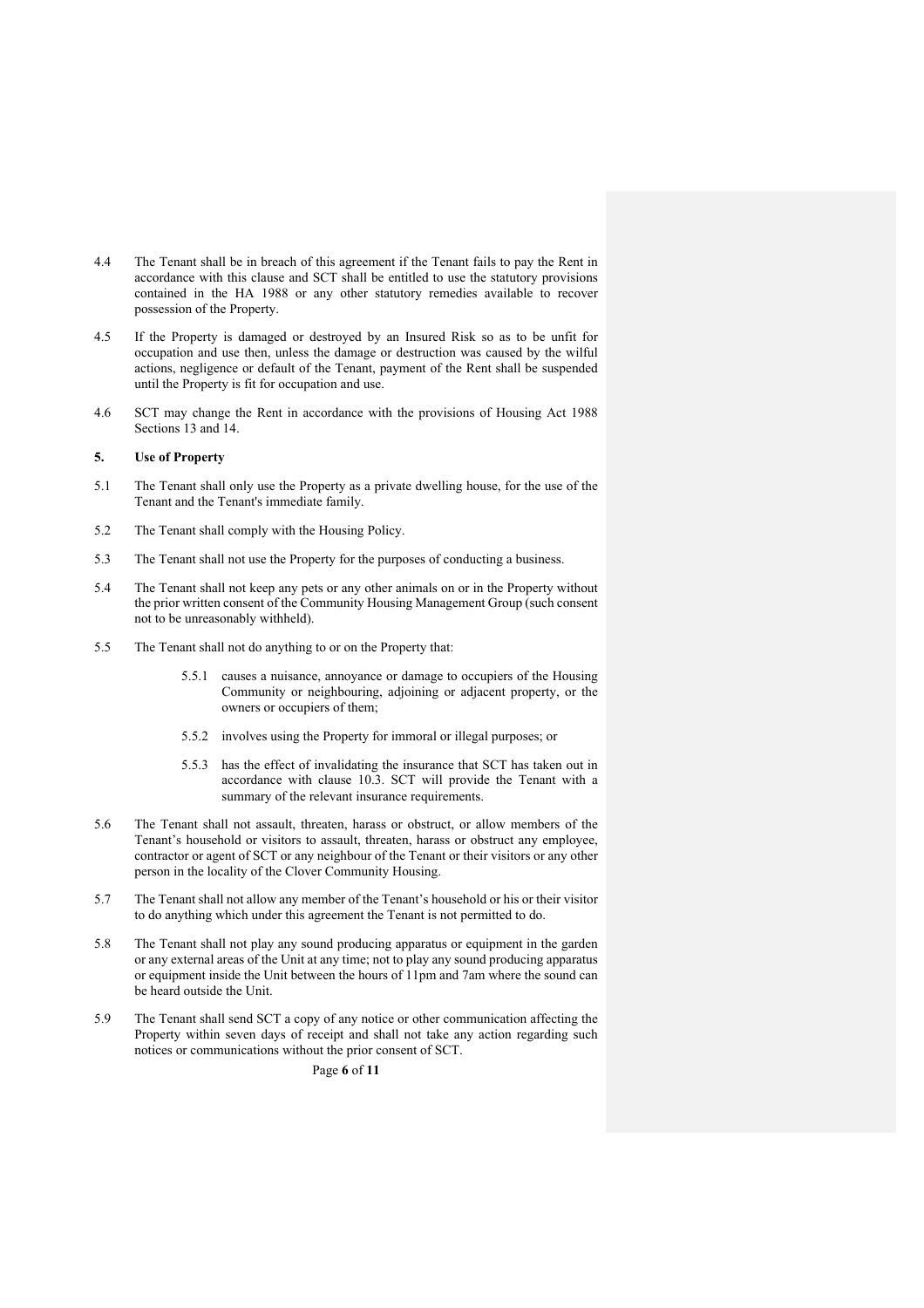4.4 The Tenant shall be in breach of this agreement if the Tenant fails to pay the Rent in accordance with this clause and SCT shall be entitled to use the statutory provisions contained in the HA 1988 or any other statutory remedies available to recover possession of the Property.

4.5 If the Property is damaged or destroyed by an Insured Risk so as to be unfit for occupation and use then, unless the damage or destruction was caused by the wilful actions, negligence or default of the Tenant, payment of the Rent shall be suspended until the Property is fit for occupation and use.

4.6 SCT may change the Rent in accordance with the provisions of Housing Act 1988 Sections 13 and 14.

**5. Use of Property**

5.1 The Tenant shall only use the Property as a private dwelling house, for the use of the Tenant and the Tenant's immediate family.

5.2 The Tenant shall comply with the Housing Policy.

5.3 The Tenant shall not use the Property for the purposes of conducting a business.

5.4 The Tenant shall not keep any pets or any other animals on or in the Property without the prior written consent of the Community Housing Management Group (such consent not to be unreasonably withheld).

5.5 The Tenant shall not do anything to or on the Property that:

5.5.1 causes a nuisance, annoyance or damage to occupiers of the Housing Community or neighbouring, adjoining or adjacent property, or the owners or occupiers of them;

5.5.2 involves using the Property for immoral or illegal purposes; or

5.5.3 has the effect of invalidating the insurance that SCT has taken out in accordance with clause 10.3. SCT will provide the Tenant with a summary of the relevant insurance requirements.

5.6 The Tenant shall not assault, threaten, harass or obstruct, or allow members of the Tenant's household or visitors to assault, threaten, harass or obstruct any employee, contractor or agent of SCT or any neighbour of the Tenant or their visitors or any other person in the locality of the Clover Community Housing.

5.7 The Tenant shall not allow any member of the Tenant's household or his or their visitor to do anything which under this agreement the Tenant is not permitted to do.

5.8 The Tenant shall not play any sound producing apparatus or equipment in the garden or any external areas of the Unit at any time; not to play any sound producing apparatus or equipment inside the Unit between the hours of 11pm and 7am where the sound can be heard outside the Unit.

5.9 The Tenant shall send SCT a copy of any notice or other communication affecting the Property within seven days of receipt and shall not take any action regarding such notices or communications without the prior consent of SCT.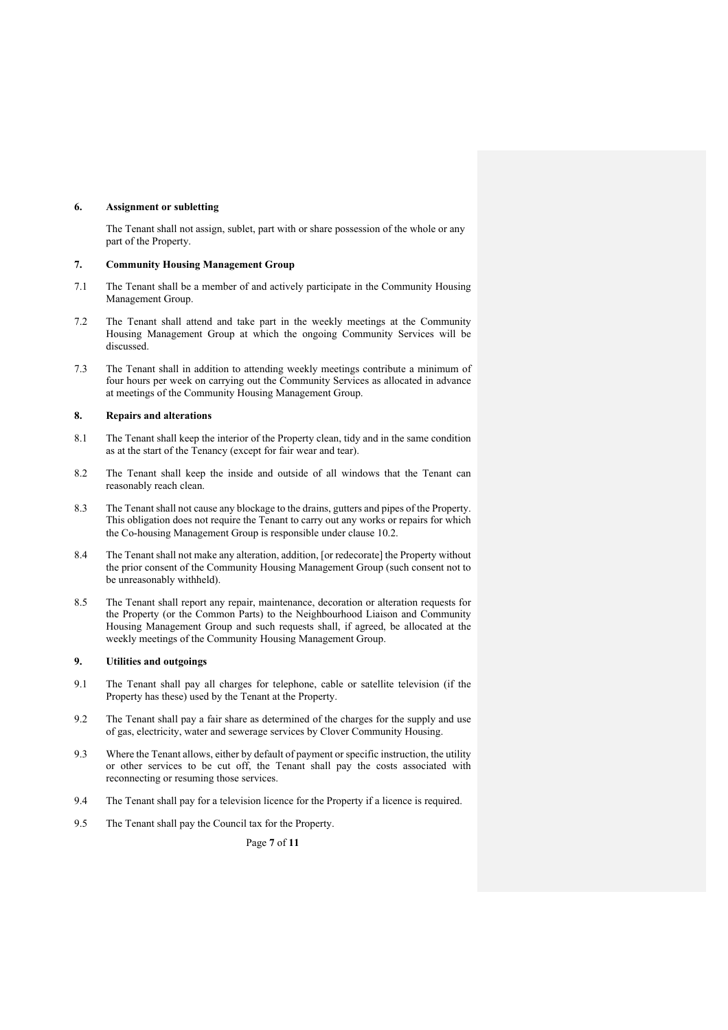## 6. Assignment or subletting

The Tenant shall not assign, sublet, part with or share possession of the whole or any part of the Property.

## 7. Community Housing Management Group

7.1 The Tenant shall be a member of and actively participate in the Community Housing Management Group.

7.2 The Tenant shall attend and take part in the weekly meetings at the Community Housing Management Group at which the ongoing Community Services will be discussed.

7.3 The Tenant shall in addition to attending weekly meetings contribute a minimum of four hours per week on carrying out the Community Services as allocated in advance at meetings of the Community Housing Management Group.

## 8. Repairs and alterations

8.1 The Tenant shall keep the interior of the Property clean, tidy and in the same condition as at the start of the Tenancy (except for fair wear and tear).

8.2 The Tenant shall keep the inside and outside of all windows that the Tenant can reasonably reach clean.

8.3 The Tenant shall not cause any blockage to the drains, gutters and pipes of the Property. This obligation does not require the Tenant to carry out any works or repairs for which the Co-housing Management Group is responsible under clause 10.2.

8.4 The Tenant shall not make any alteration, addition, [or redecorate] the Property without the prior consent of the Community Housing Management Group (such consent not to be unreasonably withheld).

8.5 The Tenant shall report any repair, maintenance, decoration or alteration requests for the Property (or the Common Parts) to the Neighbourhood Liaison and Community Housing Management Group and such requests shall, if agreed, be allocated at the weekly meetings of the Community Housing Management Group.

## 9. Utilities and outgoings

9.1 The Tenant shall pay all charges for telephone, cable or satellite television (if the Property has these) used by the Tenant at the Property.

9.2 The Tenant shall pay a fair share as determined of the charges for the supply and use of gas, electricity, water and sewerage services by Clover Community Housing.

9.3 Where the Tenant allows, either by default of payment or specific instruction, the utility or other services to be cut off, the Tenant shall pay the costs associated with reconnecting or resuming those services.

9.4 The Tenant shall pay for a television licence for the Property if a licence is required.

9.5 The Tenant shall pay the Council tax for the Property.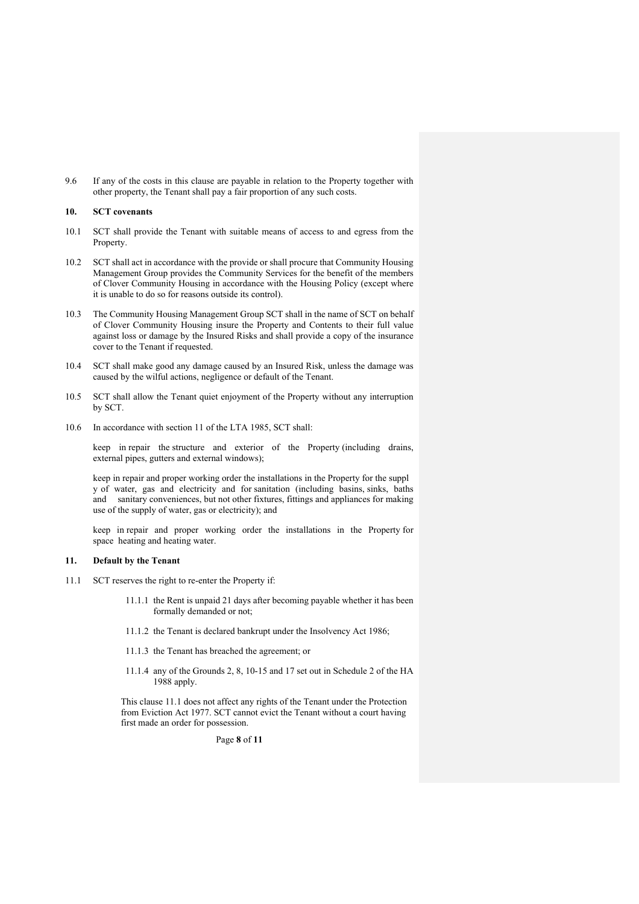9.6 If any of the costs in this clause are payable in relation to the Property together with other property, the Tenant shall pay a fair proportion of any such costs.

**10. SCT covenants**

10.1 SCT shall provide the Tenant with suitable means of access to and egress from the Property.

10.2 SCT shall act in accordance with the provide or shall procure that Community Housing Management Group provides the Community Services for the benefit of the members of Clover Community Housing in accordance with the Housing Policy (except where it is unable to do so for reasons outside its control).

10.3 The Community Housing Management Group SCT shall in the name of SCT on behalf of Clover Community Housing insure the Property and Contents to their full value against loss or damage by the Insured Risks and shall provide a copy of the insurance cover to the Tenant if requested.

10.4 SCT shall make good any damage caused by an Insured Risk, unless the damage was caused by the wilful actions, negligence or default of the Tenant.

10.5 SCT shall allow the Tenant quiet enjoyment of the Property without any interruption by SCT.

10.6 In accordance with section 11 of the LTA 1985, SCT shall:

keep in repair the structure and exterior of the Property (including drains, external pipes, gutters and external windows);

keep in repair and proper working order the installations in the Property for the suppl y of water, gas and electricity and for sanitation (including basins, sinks, baths and sanitary conveniences, but not other fixtures, fittings and appliances for making use of the supply of water, gas or electricity); and

keep in repair and proper working order the installations in the Property for space heating and heating water.

**11. Default by the Tenant**

11.1 SCT reserves the right to re-enter the Property if:

11.1.1 the Rent is unpaid 21 days after becoming payable whether it has been formally demanded or not;

11.1.2 the Tenant is declared bankrupt under the Insolvency Act 1986;

11.1.3 the Tenant has breached the agreement; or

11.1.4 any of the Grounds 2, 8, 10-15 and 17 set out in Schedule 2 of the HA 1988 apply.

This clause 11.1 does not affect any rights of the Tenant under the Protection from Eviction Act 1977. SCT cannot evict the Tenant without a court having first made an order for possession.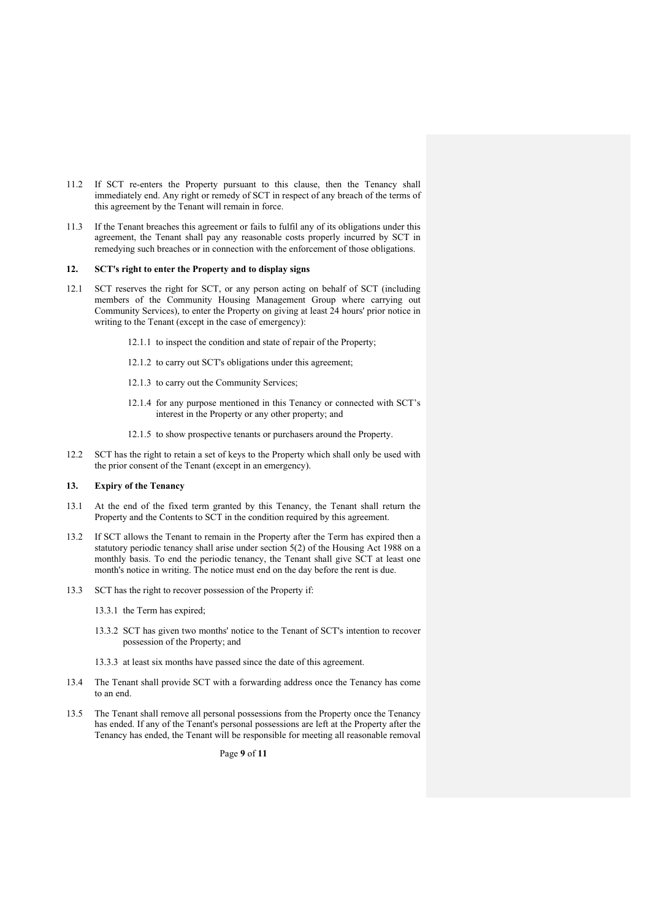11.2 If SCT re-enters the Property pursuant to this clause, then the Tenancy shall immediately end. Any right or remedy of SCT in respect of any breach of the terms of this agreement by the Tenant will remain in force.

11.3 If the Tenant breaches this agreement or fails to fulfil any of its obligations under this agreement, the Tenant shall pay any reasonable costs properly incurred by SCT in remedying such breaches or in connection with the enforcement of those obligations.

**12. SCT's right to enter the Property and to display signs**

12.1 SCT reserves the right for SCT, or any person acting on behalf of SCT (including members of the Community Housing Management Group where carrying out Community Services), to enter the Property on giving at least 24 hours' prior notice in writing to the Tenant (except in the case of emergency):

12.1.1 to inspect the condition and state of repair of the Property;

12.1.2 to carry out SCT's obligations under this agreement;

12.1.3 to carry out the Community Services;

12.1.4 for any purpose mentioned in this Tenancy or connected with SCT's interest in the Property or any other property; and

12.1.5 to show prospective tenants or purchasers around the Property.

12.2 SCT has the right to retain a set of keys to the Property which shall only be used with the prior consent of the Tenant (except in an emergency).

**13. Expiry of the Tenancy**

13.1 At the end of the fixed term granted by this Tenancy, the Tenant shall return the Property and the Contents to SCT in the condition required by this agreement.

13.2 If SCT allows the Tenant to remain in the Property after the Term has expired then a statutory periodic tenancy shall arise under section 5(2) of the Housing Act 1988 on a monthly basis. To end the periodic tenancy, the Tenant shall give SCT at least one month's notice in writing. The notice must end on the day before the rent is due.

13.3 SCT has the right to recover possession of the Property if:

13.3.1 the Term has expired;

13.3.2 SCT has given two months' notice to the Tenant of SCT's intention to recover possession of the Property; and

13.3.3 at least six months have passed since the date of this agreement.

13.4 The Tenant shall provide SCT with a forwarding address once the Tenancy has come to an end.

13.5 The Tenant shall remove all personal possessions from the Property once the Tenancy has ended. If any of the Tenant's personal possessions are left at the Property after the Tenancy has ended, the Tenant will be responsible for meeting all reasonable removal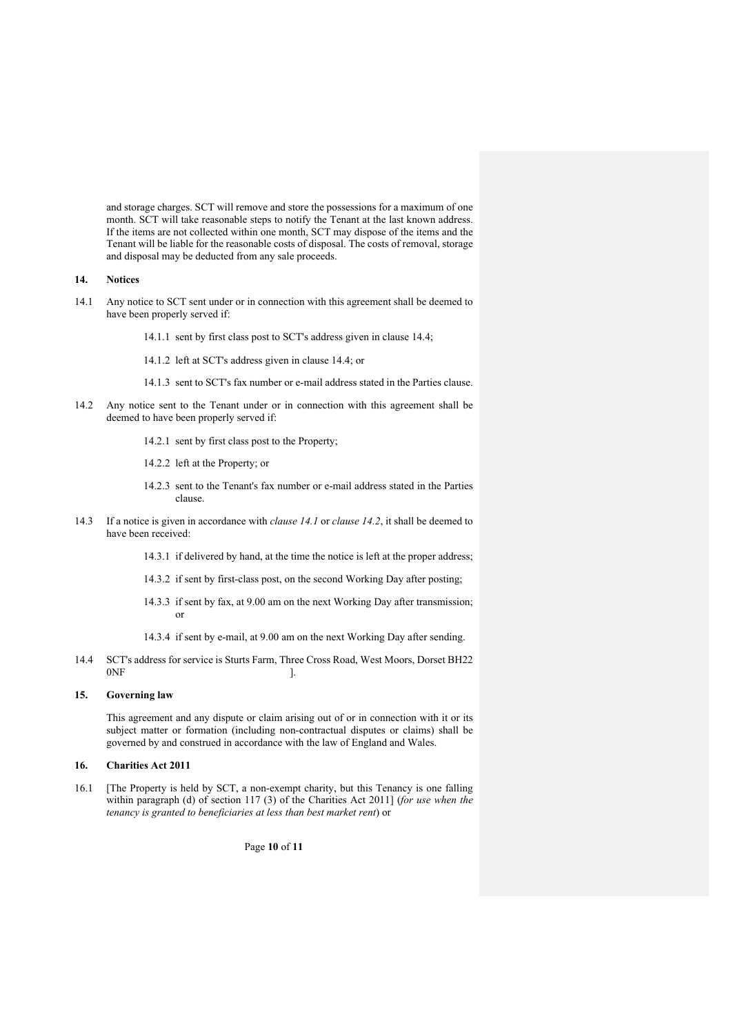and storage charges. SCT will remove and store the possessions for a maximum of one month. SCT will take reasonable steps to notify the Tenant at the last known address. If the items are not collected within one month, SCT may dispose of the items and the Tenant will be liable for the reasonable costs of disposal. The costs of removal, storage and disposal may be deducted from any sale proceeds.

## 14. Notices

14.1 Any notice to SCT sent under or in connection with this agreement shall be deemed to have been properly served if:

14.1.1 sent by first class post to SCT's address given in clause 14.4;

14.1.2 left at SCT's address given in clause 14.4; or

14.1.3 sent to SCT's fax number or e-mail address stated in the Parties clause.

14.2 Any notice sent to the Tenant under or in connection with this agreement shall be deemed to have been properly served if:

14.2.1 sent by first class post to the Property;

14.2.2 left at the Property; or

14.2.3 sent to the Tenant's fax number or e-mail address stated in the Parties clause.

14.3 If a notice is given in accordance with *clause 14.1* or *clause 14.2*, it shall be deemed to have been received:

14.3.1 if delivered by hand, at the time the notice is left at the proper address;

14.3.2 if sent by first-class post, on the second Working Day after posting;

14.3.3 if sent by fax, at 9.00 am on the next Working Day after transmission; or

14.3.4 if sent by e-mail, at 9.00 am on the next Working Day after sending.

14.4 SCT's address for service is Sturts Farm, Three Cross Road, West Moors, Dorset BH22 0NF ].

## 15. Governing law

This agreement and any dispute or claim arising out of or in connection with it or its subject matter or formation (including non-contractual disputes or claims) shall be governed by and construed in accordance with the law of England and Wales.

## 16. Charities Act 2011

16.1 [The Property is held by SCT, a non-exempt charity, but this Tenancy is one falling within paragraph (d) of section 117 (3) of the Charities Act 2011] (*for use when the tenancy is granted to beneficiaries at less than best market rent*) or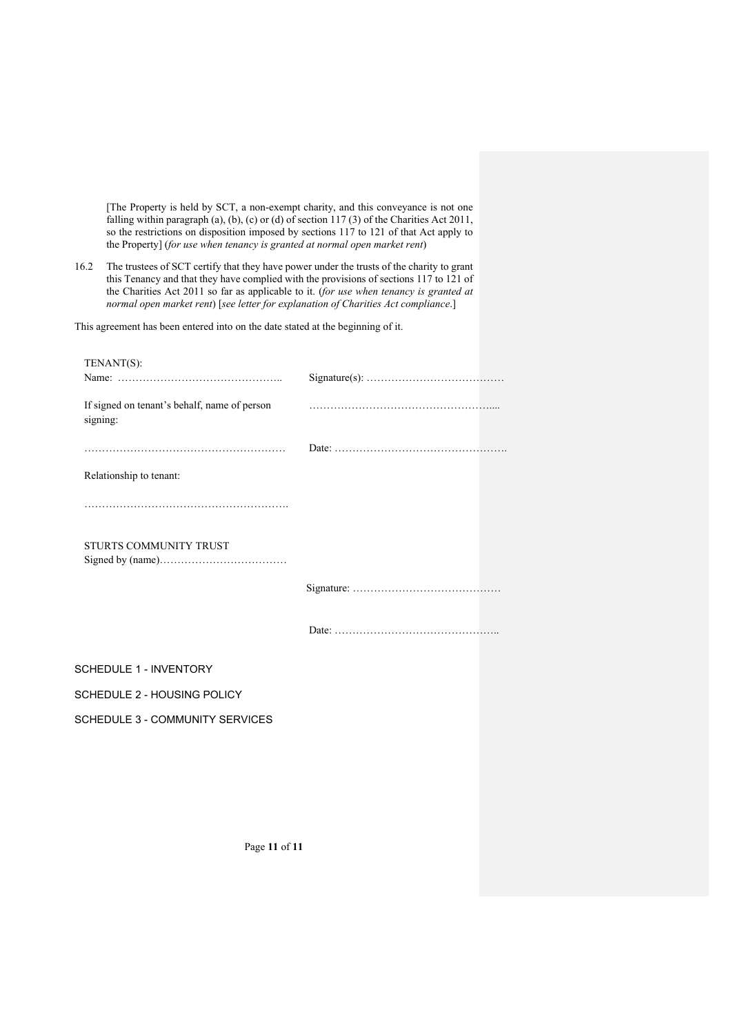[The Property is held by SCT, a non-exempt charity, and this conveyance is not one falling within paragraph (a), (b), (c) or (d) of section 117 (3) of the Charities Act 2011, so the restrictions on disposition imposed by sections 117 to 121 of that Act apply to the Property] (*for use when tenancy is granted at normal open market rent*)

16.2 The trustees of SCT certify that they have power under the trusts of the charity to grant this Tenancy and that they have complied with the provisions of sections 117 to 121 of the Charities Act 2011 so far as applicable to it. (*for use when tenancy is granted at normal open market rent*) [*see letter for explanation of Charities Act compliance*.]

This agreement has been entered into on the date stated at the beginning of it.

TENANT(S):

Name: ……………………………………….. Signature(s): ……………………………….

If signed on tenant's behalf, name of person signing: …………………………………………....

………………………………………………… Date: ……………………………………….

Relationship to tenant:

……………………………………………….

STURTS COMMUNITY TRUST

Signed by (name)……………………………

Signature: ……………………………………

Date: ………………………………………..

SCHEDULE 1 - INVENTORY

SCHEDULE 2 - HOUSING POLICY

SCHEDULE 3 - COMMUNITY SERVICES